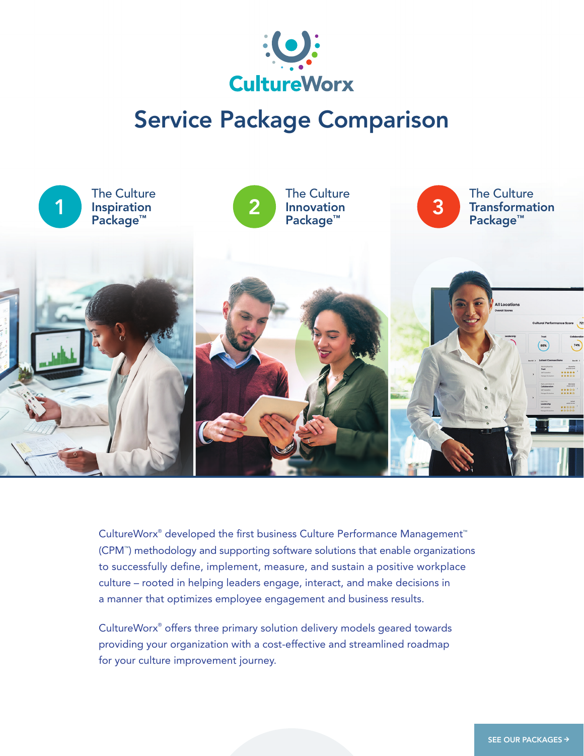CultureWorx

# Service Package Comparison

1 The Culture Inspiration Package™

2 The Culture Innovation Package™

3 The Culture Transformation Package™

CultureWorx® developed the first business Culture Performance Management™ (CPM™) methodology and supporting software solutions that enable organizations to successfully define, implement, measure, and sustain a positive workplace culture – rooted in helping leaders engage, interact, and make decisions in a manner that optimizes employee engagement and business results.

CultureWorx® offers three primary solution delivery models geared towards providing your organization with a cost-effective and streamlined roadmap for your culture improvement journey.

SEE OUR PACKAGES →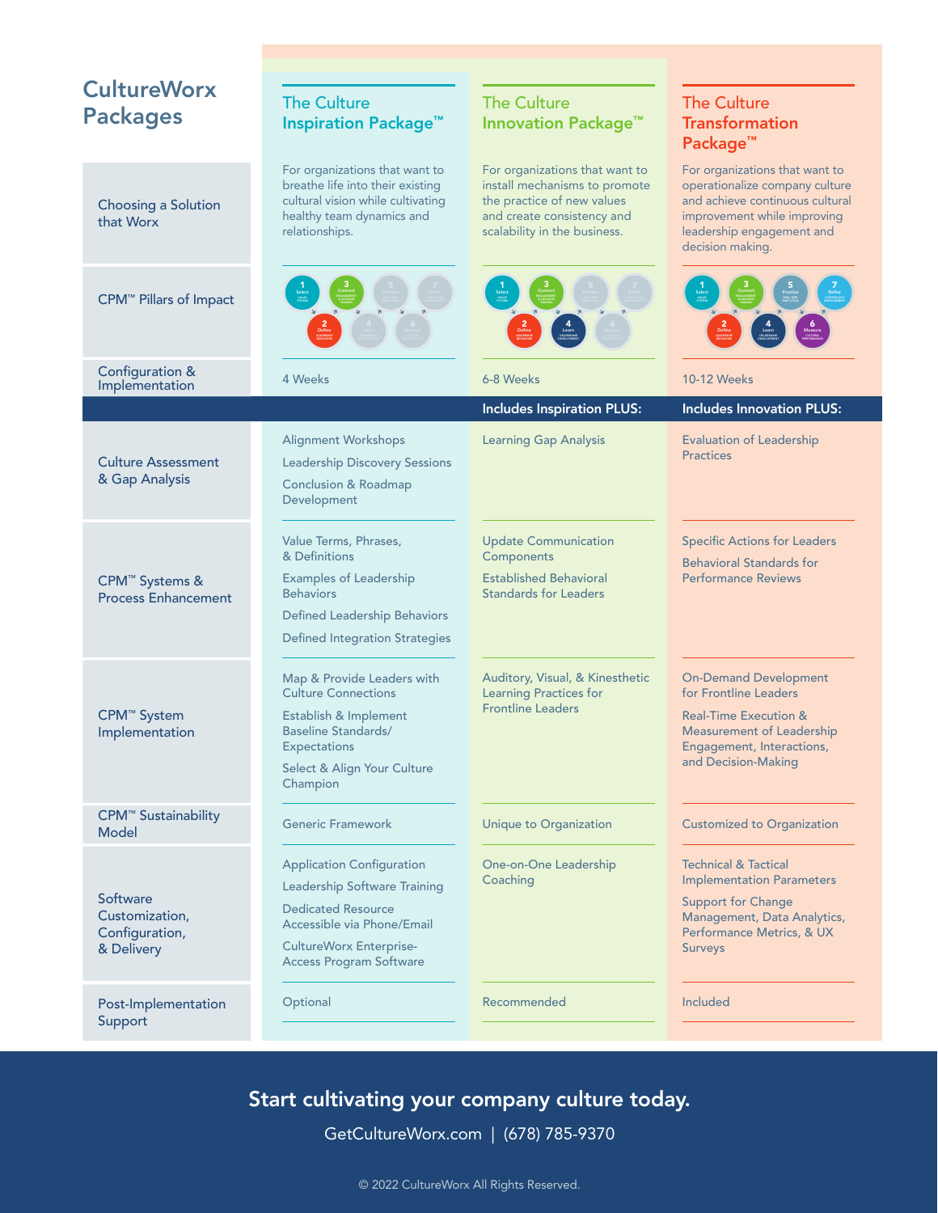# CultureWorx Packages

| | The Culture Inspiration Package™ | The Culture Innovation Package™ | The Culture Transformation Package™ |
|---|---|---|---|
| Choosing a Solution that Worx | For organizations that want to breathe life into their existing cultural vision while cultivating healthy team dynamics and relationships. | For organizations that want to install mechanisms to promote the practice of new values and create consistency and scalability in the business. | For organizations that want to operationalize company culture and achieve continuous cultural improvement while improving leadership engagement and decision making. |
| CPM™ Pillars of Impact | 1 Select, 2 Define, 3 Connect | 1 Select, 2 Define, 3 Connect, 4 Learn | 1 Select, 2 Define, 3 Connect, 4 Learn, 5 Practice, 6 Measure, 7 Refine |
| Configuration & Implementation | 4 Weeks | 6-8 Weeks | 10-12 Weeks |
| | | **Includes Inspiration PLUS:** | **Includes Innovation PLUS:** |
| Culture Assessment & Gap Analysis | Alignment Workshops<br>Leadership Discovery Sessions<br>Conclusion & Roadmap Development | Learning Gap Analysis | Evaluation of Leadership Practices |
| CPM™ Systems & Process Enhancement | Value Terms, Phrases, & Definitions<br>Examples of Leadership Behaviors<br>Defined Leadership Behaviors<br>Defined Integration Strategies | Update Communication Components<br>Established Behavioral Standards for Leaders | Specific Actions for Leaders<br>Behavioral Standards for Performance Reviews |
| CPM™ System Implementation | Map & Provide Leaders with Culture Connections<br>Establish & Implement Baseline Standards/ Expectations<br>Select & Align Your Culture Champion | Auditory, Visual, & Kinesthetic Learning Practices for Frontline Leaders | On-Demand Development for Frontline Leaders<br>Real-Time Execution & Measurement of Leadership Engagement, Interactions, and Decision-Making |
| CPM™ Sustainability Model | Generic Framework | Unique to Organization | Customized to Organization |
| Software Customization, Configuration, & Delivery | Application Configuration<br>Leadership Software Training<br>Dedicated Resource Accessible via Phone/Email<br>CultureWorx Enterprise-Access Program Software | One-on-One Leadership Coaching | Technical & Tactical Implementation Parameters<br>Support for Change Management, Data Analytics, Performance Metrics, & UX Surveys |
| Post-Implementation Support | Optional | Recommended | Included |

**Start cultivating your company culture today.**

GetCultureWorx.com | (678) 785-9370

© 2022 CultureWorx All Rights Reserved.